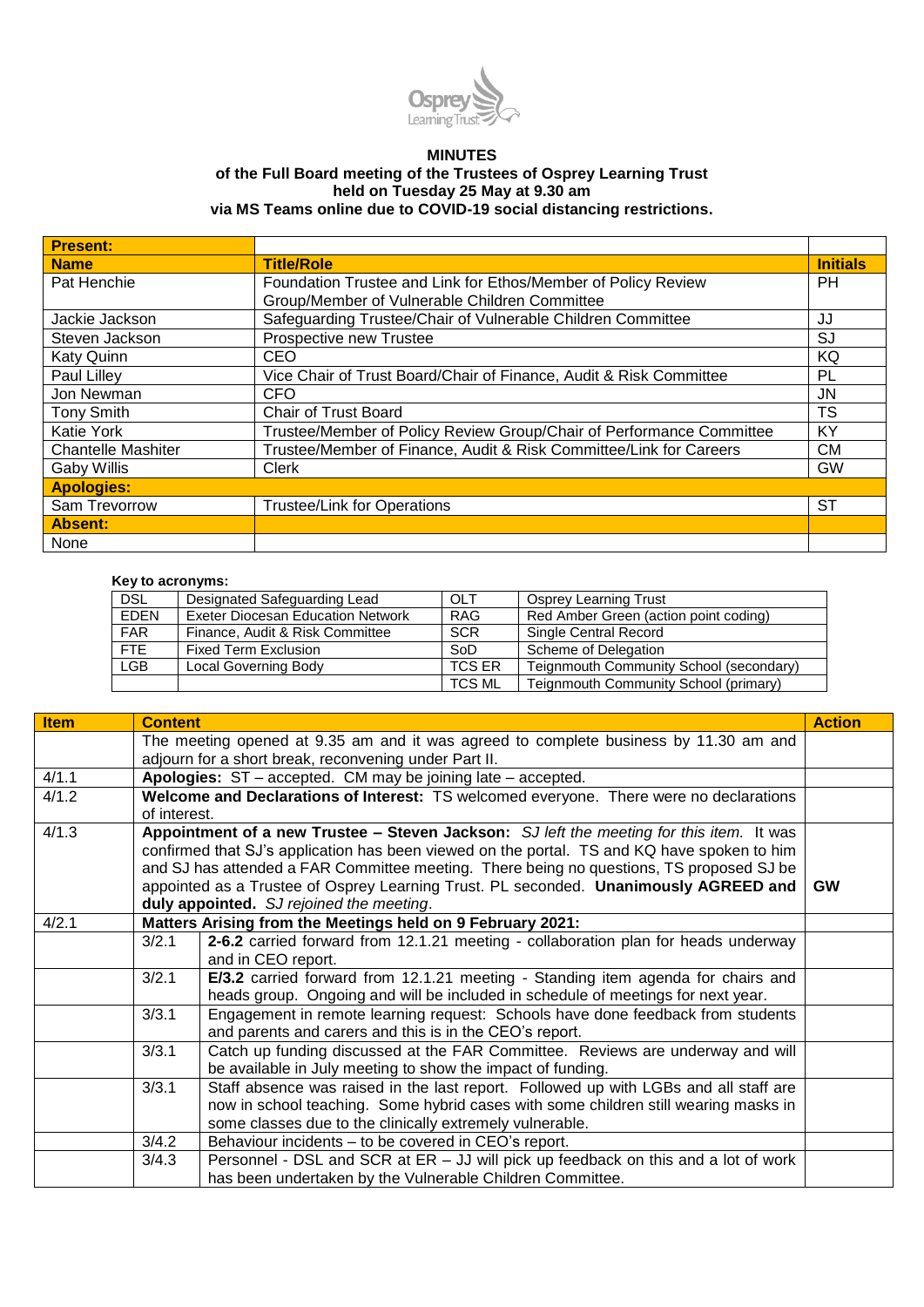# MINUTES

**of the Full Board meeting of the Trustees of Osprey Learning Trust held on Tuesday 25 May at 9.30 am via MS Teams online due to COVID-19 social distancing restrictions.**

| **Present:** | | |
|---|---|---|
| **Name** | **Title/Role** | **Initials** |
| Pat Henchie | Foundation Trustee and Link for Ethos/Member of Policy Review Group/Member of Vulnerable Children Committee | PH |
| Jackie Jackson | Safeguarding Trustee/Chair of Vulnerable Children Committee | JJ |
| Steven Jackson | Prospective new Trustee | SJ |
| Katy Quinn | CEO | KQ |
| Paul Lilley | Vice Chair of Trust Board/Chair of Finance, Audit & Risk Committee | PL |
| Jon Newman | CFO | JN |
| Tony Smith | Chair of Trust Board | TS |
| Katie York | Trustee/Member of Policy Review Group/Chair of Performance Committee | KY |
| Chantelle Mashiter | Trustee/Member of Finance, Audit & Risk Committee/Link for Careers | CM |
| Gaby Willis | Clerk | GW |
| **Apologies:** | | |
| Sam Trevorrow | Trustee/Link for Operations | ST |
| **Absent:** | | |
| None | | |

**Key to acronyms:**

| | | | |
|---|---|---|---|
| DSL | Designated Safeguarding Lead | OLT | Osprey Learning Trust |
| EDEN | Exeter Diocesan Education Network | RAG | Red Amber Green (action point coding) |
| FAR | Finance, Audit & Risk Committee | SCR | Single Central Record |
| FTE | Fixed Term Exclusion | SoD | Scheme of Delegation |
| LGB | Local Governing Body | TCS ER | Teignmouth Community School (secondary) |
| | | TCS ML | Teignmouth Community School (primary) |

| **Item** | **Content** | | **Action** |
|---|---|---|---|
| | The meeting opened at 9.35 am and it was agreed to complete business by 11.30 am and adjourn for a short break, reconvening under Part II. | | |
| 4/1.1 | **Apologies:** ST – accepted. CM may be joining late – accepted. | | |
| 4/1.2 | **Welcome and Declarations of Interest:** TS welcomed everyone. There were no declarations of interest. | | |
| 4/1.3 | **Appointment of a new Trustee – Steven Jackson:** *SJ left the meeting for this item.* It was confirmed that SJ's application has been viewed on the portal. TS and KQ have spoken to him and SJ has attended a FAR Committee meeting. There being no questions, TS proposed SJ be appointed as a Trustee of Osprey Learning Trust. PL seconded. **Unanimously AGREED and duly appointed.** *SJ rejoined the meeting.* | | **GW** |
| 4/2.1 | **Matters Arising from the Meetings held on 9 February 2021:** | | |
| | 3/2.1 | **2-6.2** carried forward from 12.1.21 meeting - collaboration plan for heads underway and in CEO report. | |
| | 3/2.1 | **E/3.2** carried forward from 12.1.21 meeting - Standing item agenda for chairs and heads group. Ongoing and will be included in schedule of meetings for next year. | |
| | 3/3.1 | Engagement in remote learning request: Schools have done feedback from students and parents and carers and this is in the CEO's report. | |
| | 3/3.1 | Catch up funding discussed at the FAR Committee. Reviews are underway and will be available in July meeting to show the impact of funding. | |
| | 3/3.1 | Staff absence was raised in the last report. Followed up with LGBs and all staff are now in school teaching. Some hybrid cases with some children still wearing masks in some classes due to the clinically extremely vulnerable. | |
| | 3/4.2 | Behaviour incidents – to be covered in CEO's report. | |
| | 3/4.3 | Personnel - DSL and SCR at ER – JJ will pick up feedback on this and a lot of work has been undertaken by the Vulnerable Children Committee. | |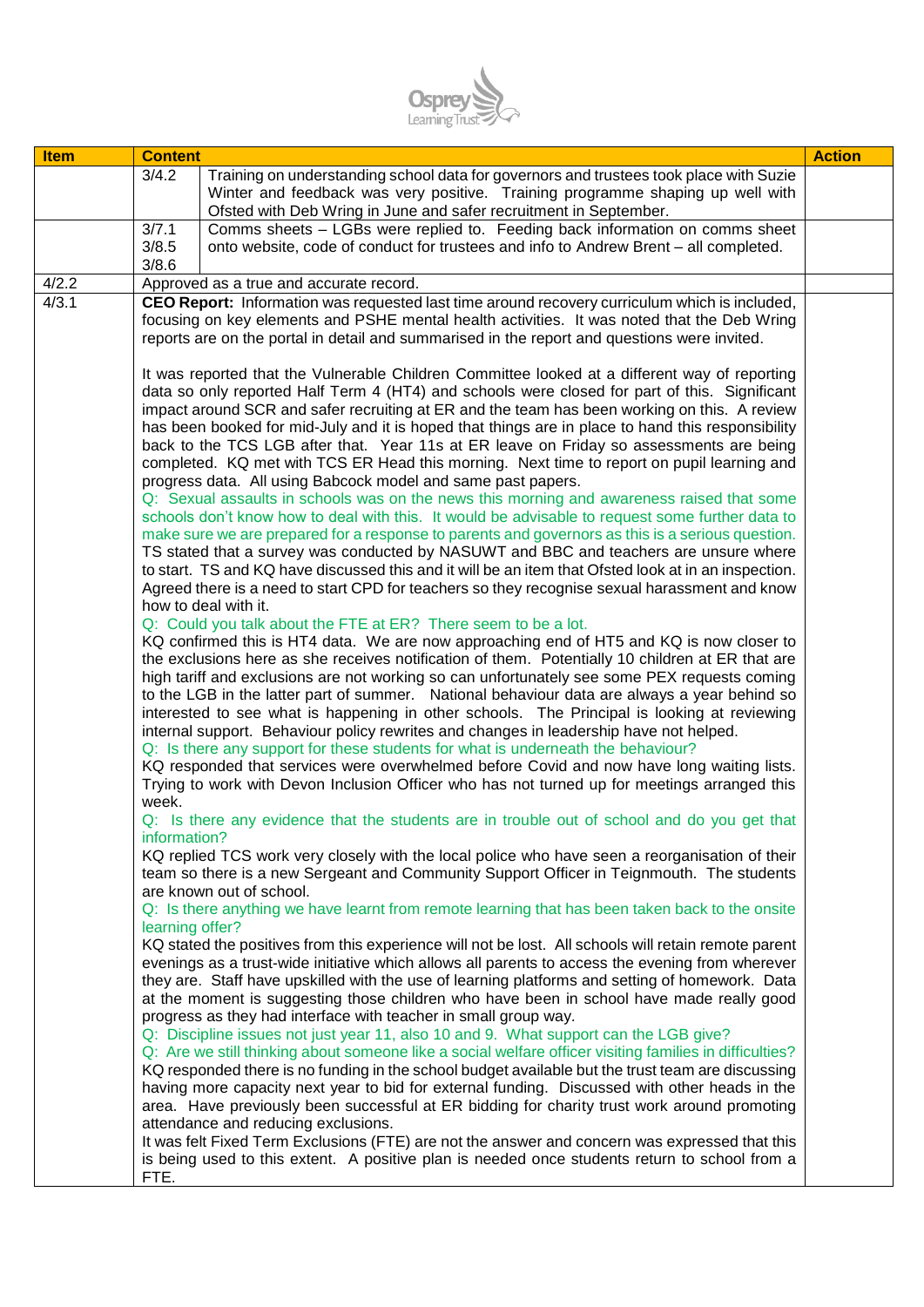| Item | Content | | Action |
|---|---|---|---|
| | 3/4.2 | Training on understanding school data for governors and trustees took place with Suzie Winter and feedback was very positive. Training programme shaping up well with Ofsted with Deb Wring in June and safer recruitment in September. | |
| | 3/7.1<br>3/8.5<br>3/8.6 | Comms sheets – LGBs were replied to. Feeding back information on comms sheet onto website, code of conduct for trustees and info to Andrew Brent – all completed. | |
| 4/2.2 | Approved as a true and accurate record. | | |
| 4/3.1 | **CEO Report:** Information was requested last time around recovery curriculum which is included, focusing on key elements and PSHE mental health activities. It was noted that the Deb Wring reports are on the portal in detail and summarised in the report and questions were invited.<br><br>It was reported that the Vulnerable Children Committee looked at a different way of reporting data so only reported Half Term 4 (HT4) and schools were closed for part of this. Significant impact around SCR and safer recruiting at ER and the team has been working on this. A review has been booked for mid-July and it is hoped that things are in place to hand this responsibility back to the TCS LGB after that. Year 11s at ER leave on Friday so assessments are being completed. KQ met with TCS ER Head this morning. Next time to report on pupil learning and progress data. All using Babcock model and same past papers.<br>Q: Sexual assaults in schools was on the news this morning and awareness raised that some schools don't know how to deal with this. It would be advisable to request some further data to make sure we are prepared for a response to parents and governors as this is a serious question.<br>TS stated that a survey was conducted by NASUWT and BBC and teachers are unsure where to start. TS and KQ have discussed this and it will be an item that Ofsted look at in an inspection. Agreed there is a need to start CPD for teachers so they recognise sexual harassment and know how to deal with it.<br>Q: Could you talk about the FTE at ER? There seem to be a lot.<br>KQ confirmed this is HT4 data. We are now approaching end of HT5 and KQ is now closer to the exclusions here as she receives notification of them. Potentially 10 children at ER that are high tariff and exclusions are not working so can unfortunately see some PEX requests coming to the LGB in the latter part of summer. National behaviour data are always a year behind so interested to see what is happening in other schools. The Principal is looking at reviewing internal support. Behaviour policy rewrites and changes in leadership have not helped.<br>Q: Is there any support for these students for what is underneath the behaviour?<br>KQ responded that services were overwhelmed before Covid and now have long waiting lists. Trying to work with Devon Inclusion Officer who has not turned up for meetings arranged this week.<br>Q: Is there any evidence that the students are in trouble out of school and do you get that information?<br>KQ replied TCS work very closely with the local police who have seen a reorganisation of their team so there is a new Sergeant and Community Support Officer in Teignmouth. The students are known out of school.<br>Q: Is there anything we have learnt from remote learning that has been taken back to the onsite learning offer?<br>KQ stated the positives from this experience will not be lost. All schools will retain remote parent evenings as a trust-wide initiative which allows all parents to access the evening from wherever they are. Staff have upskilled with the use of learning platforms and setting of homework. Data at the moment is suggesting those children who have been in school have made really good progress as they had interface with teacher in small group way.<br>Q: Discipline issues not just year 11, also 10 and 9. What support can the LGB give?<br>Q: Are we still thinking about someone like a social welfare officer visiting families in difficulties?<br>KQ responded there is no funding in the school budget available but the trust team are discussing having more capacity next year to bid for external funding. Discussed with other heads in the area. Have previously been successful at ER bidding for charity trust work around promoting attendance and reducing exclusions.<br>It was felt Fixed Term Exclusions (FTE) are not the answer and concern was expressed that this is being used to this extent. A positive plan is needed once students return to school from a FTE. | | |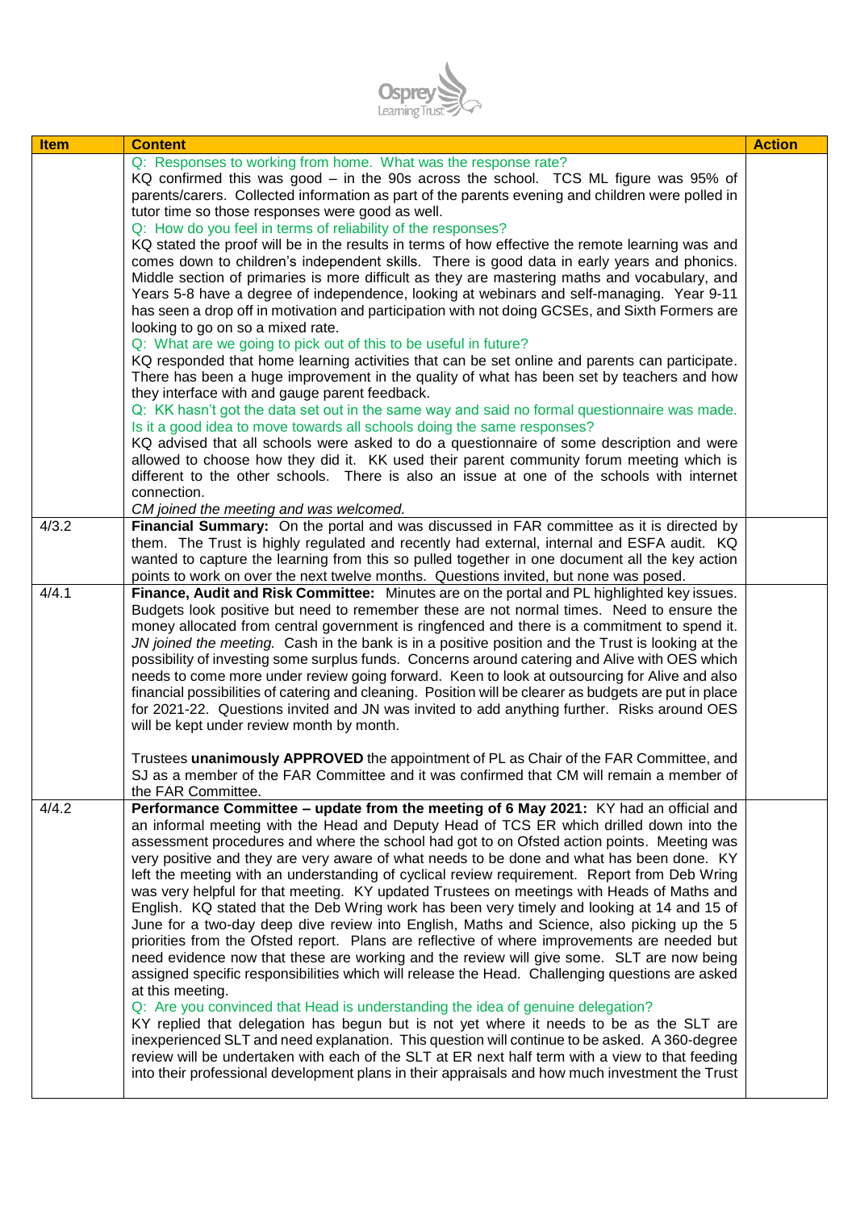| Item | Content | Action |
|---|---|---|
| | Q: Responses to working from home. What was the response rate?<br>KQ confirmed this was good – in the 90s across the school. TCS ML figure was 95% of parents/carers. Collected information as part of the parents evening and children were polled in tutor time so those responses were good as well.<br>Q: How do you feel in terms of reliability of the responses?<br>KQ stated the proof will be in the results in terms of how effective the remote learning was and comes down to children's independent skills. There is good data in early years and phonics. Middle section of primaries is more difficult as they are mastering maths and vocabulary, and Years 5-8 have a degree of independence, looking at webinars and self-managing. Year 9-11 has seen a drop off in motivation and participation with not doing GCSEs, and Sixth Formers are looking to go on so a mixed rate.<br>Q: What are we going to pick out of this to be useful in future?<br>KQ responded that home learning activities that can be set online and parents can participate. There has been a huge improvement in the quality of what has been set by teachers and how they interface with and gauge parent feedback.<br>Q: KK hasn't got the data set out in the same way and said no formal questionnaire was made. Is it a good idea to move towards all schools doing the same responses?<br>KQ advised that all schools were asked to do a questionnaire of some description and were allowed to choose how they did it. KK used their parent community forum meeting which is different to the other schools. There is also an issue at one of the schools with internet connection.<br>*CM joined the meeting and was welcomed.* | |
| 4/3.2 | **Financial Summary:** On the portal and was discussed in FAR committee as it is directed by them. The Trust is highly regulated and recently had external, internal and ESFA audit. KQ wanted to capture the learning from this so pulled together in one document all the key action points to work on over the next twelve months. Questions invited, but none was posed. | |
| 4/4.1 | **Finance, Audit and Risk Committee:** Minutes are on the portal and PL highlighted key issues. Budgets look positive but need to remember these are not normal times. Need to ensure the money allocated from central government is ringfenced and there is a commitment to spend it. *JN joined the meeting.* Cash in the bank is in a positive position and the Trust is looking at the possibility of investing some surplus funds. Concerns around catering and Alive with OES which needs to come more under review going forward. Keen to look at outsourcing for Alive and also financial possibilities of catering and cleaning. Position will be clearer as budgets are put in place for 2021-22. Questions invited and JN was invited to add anything further. Risks around OES will be kept under review month by month.<br><br>Trustees **unanimously APPROVED** the appointment of PL as Chair of the FAR Committee, and SJ as a member of the FAR Committee and it was confirmed that CM will remain a member of the FAR Committee. | |
| 4/4.2 | **Performance Committee – update from the meeting of 6 May 2021:** KY had an official and an informal meeting with the Head and Deputy Head of TCS ER which drilled down into the assessment procedures and where the school had got to on Ofsted action points. Meeting was very positive and they are very aware of what needs to be done and what has been done. KY left the meeting with an understanding of cyclical review requirement. Report from Deb Wring was very helpful for that meeting. KY updated Trustees on meetings with Heads of Maths and English. KQ stated that the Deb Wring work has been very timely and looking at 14 and 15 of June for a two-day deep dive review into English, Maths and Science, also picking up the 5 priorities from the Ofsted report. Plans are reflective of where improvements are needed but need evidence now that these are working and the review will give some. SLT are now being assigned specific responsibilities which will release the Head. Challenging questions are asked at this meeting.<br>Q: Are you convinced that Head is understanding the idea of genuine delegation?<br>KY replied that delegation has begun but is not yet where it needs to be as the SLT are inexperienced SLT and need explanation. This question will continue to be asked. A 360-degree review will be undertaken with each of the SLT at ER next half term with a view to that feeding into their professional development plans in their appraisals and how much investment the Trust | |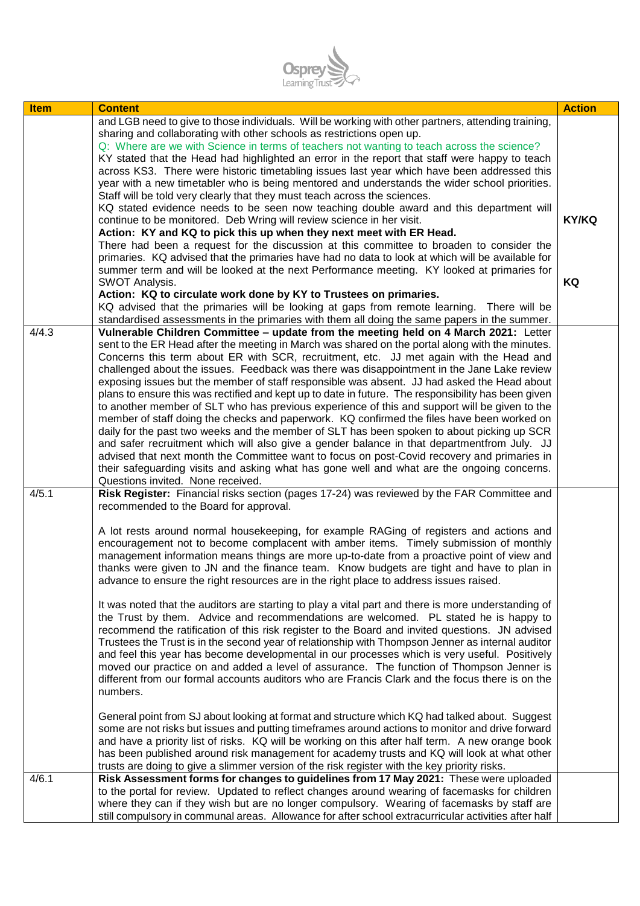| Item | Content | Action |
|---|---|---|
| | and LGB need to give to those individuals. Will be working with other partners, attending training, sharing and collaborating with other schools as restrictions open up.<br>Q: Where are we with Science in terms of teachers not wanting to teach across the science?<br>KY stated that the Head had highlighted an error in the report that staff were happy to teach across KS3. There were historic timetabling issues last year which have been addressed this year with a new timetabler who is being mentored and understands the wider school priorities. Staff will be told very clearly that they must teach across the sciences.<br>KQ stated evidence needs to be seen now teaching double award and this department will continue to be monitored. Deb Wring will review science in her visit.<br>**Action: KY and KQ to pick this up when they next meet with ER Head.**<br>There had been a request for the discussion at this committee to broaden to consider the primaries. KQ advised that the primaries have had no data to look at which will be available for summer term and will be looked at the next Performance meeting. KY looked at primaries for SWOT Analysis.<br>**Action: KQ to circulate work done by KY to Trustees on primaries.**<br>KQ advised that the primaries will be looking at gaps from remote learning. There will be standardised assessments in the primaries with them all doing the same papers in the summer. | **KY/KQ**<br><br>**KQ** |
| 4/4.3 | **Vulnerable Children Committee – update from the meeting held on 4 March 2021:** Letter sent to the ER Head after the meeting in March was shared on the portal along with the minutes. Concerns this term about ER with SCR, recruitment, etc. JJ met again with the Head and challenged about the issues. Feedback was there was disappointment in the Jane Lake review exposing issues but the member of staff responsible was absent. JJ had asked the Head about plans to ensure this was rectified and kept up to date in future. The responsibility has been given to another member of SLT who has previous experience of this and support will be given to the member of staff doing the checks and paperwork. KQ confirmed the files have been worked on daily for the past two weeks and the member of SLT has been spoken to about picking up SCR and safer recruitment which will also give a gender balance in that departmentfrom July. JJ advised that next month the Committee want to focus on post-Covid recovery and primaries in their safeguarding visits and asking what has gone well and what are the ongoing concerns. Questions invited. None received. | |
| 4/5.1 | **Risk Register:** Financial risks section (pages 17-24) was reviewed by the FAR Committee and recommended to the Board for approval.<br><br>A lot rests around normal housekeeping, for example RAGing of registers and actions and encouragement not to become complacent with amber items. Timely submission of monthly management information means things are more up-to-date from a proactive point of view and thanks were given to JN and the finance team. Know budgets are tight and have to plan in advance to ensure the right resources are in the right place to address issues raised.<br><br>It was noted that the auditors are starting to play a vital part and there is more understanding of the Trust by them. Advice and recommendations are welcomed. PL stated he is happy to recommend the ratification of this risk register to the Board and invited questions. JN advised Trustees the Trust is in the second year of relationship with Thompson Jenner as internal auditor and feel this year has become developmental in our processes which is very useful. Positively moved our practice on and added a level of assurance. The function of Thompson Jenner is different from our formal accounts auditors who are Francis Clark and the focus there is on the numbers.<br><br>General point from SJ about looking at format and structure which KQ had talked about. Suggest some are not risks but issues and putting timeframes around actions to monitor and drive forward and have a priority list of risks. KQ will be working on this after half term. A new orange book has been published around risk management for academy trusts and KQ will look at what other trusts are doing to give a slimmer version of the risk register with the key priority risks. | |
| 4/6.1 | **Risk Assessment forms for changes to guidelines from 17 May 2021:** These were uploaded to the portal for review. Updated to reflect changes around wearing of facemasks for children where they can if they wish but are no longer compulsory. Wearing of facemasks by staff are still compulsory in communal areas. Allowance for after school extracurricular activities after half | |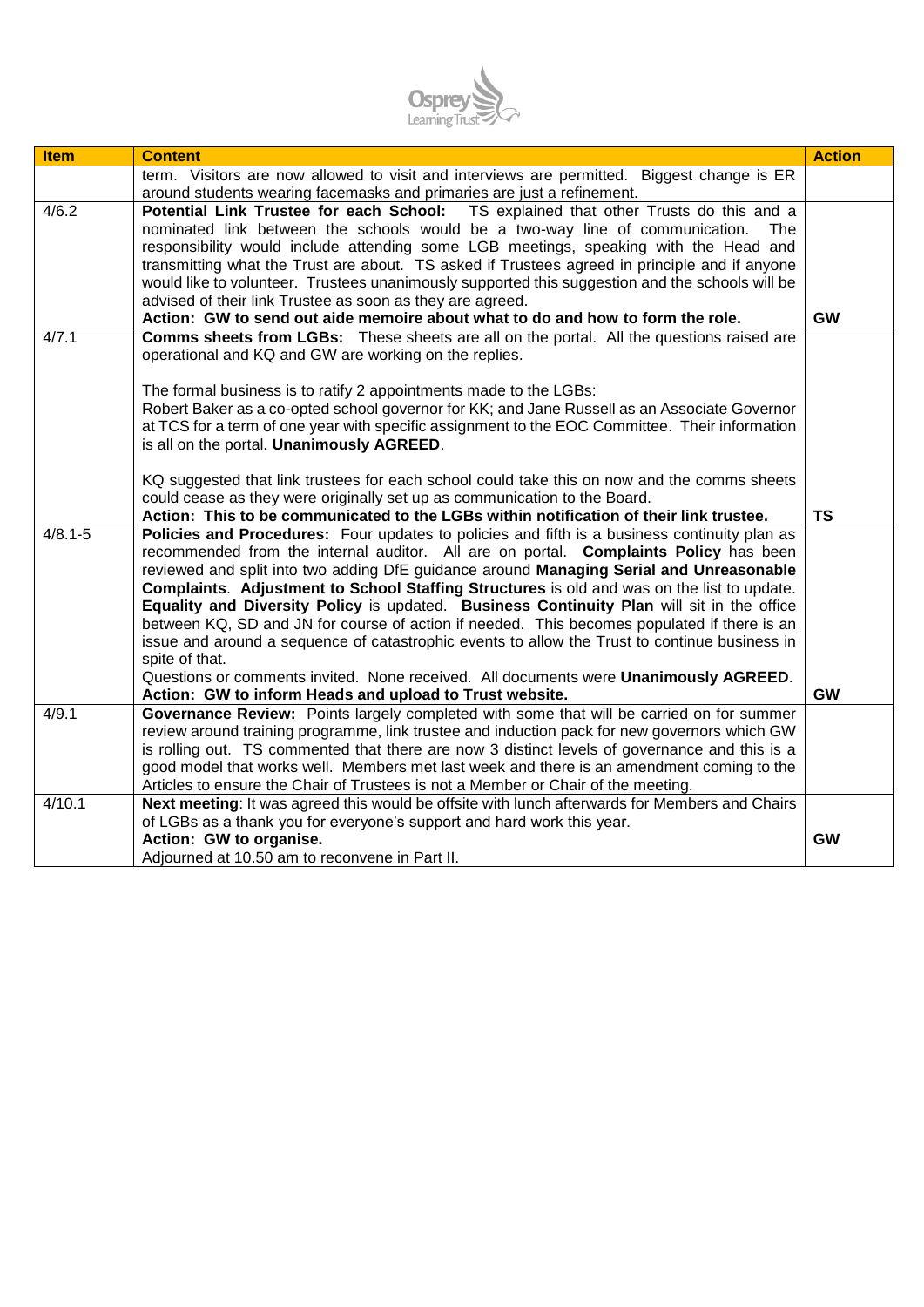| Item | Content | Action |
| --- | --- | --- |
| | term. Visitors are now allowed to visit and interviews are permitted. Biggest change is ER around students wearing facemasks and primaries are just a refinement. | |
| 4/6.2 | **Potential Link Trustee for each School:** TS explained that other Trusts do this and a nominated link between the schools would be a two-way line of communication. The responsibility would include attending some LGB meetings, speaking with the Head and transmitting what the Trust are about. TS asked if Trustees agreed in principle and if anyone would like to volunteer. Trustees unanimously supported this suggestion and the schools will be advised of their link Trustee as soon as they are agreed.<br>**Action: GW to send out aide memoire about what to do and how to form the role.** | **GW** |
| 4/7.1 | **Comms sheets from LGBs:** These sheets are all on the portal. All the questions raised are operational and KQ and GW are working on the replies.<br><br>The formal business is to ratify 2 appointments made to the LGBs:<br>Robert Baker as a co-opted school governor for KK; and Jane Russell as an Associate Governor at TCS for a term of one year with specific assignment to the EOC Committee. Their information is all on the portal. **Unanimously AGREED**.<br><br>KQ suggested that link trustees for each school could take this on now and the comms sheets could cease as they were originally set up as communication to the Board.<br>**Action: This to be communicated to the LGBs within notification of their link trustee.** | **TS** |
| 4/8.1-5 | **Policies and Procedures:** Four updates to policies and fifth is a business continuity plan as recommended from the internal auditor. All are on portal. **Complaints Policy** has been reviewed and split into two adding DfE guidance around **Managing Serial and Unreasonable Complaints**. **Adjustment to School Staffing Structures** is old and was on the list to update. **Equality and Diversity Policy** is updated. **Business Continuity Plan** will sit in the office between KQ, SD and JN for course of action if needed. This becomes populated if there is an issue and around a sequence of catastrophic events to allow the Trust to continue business in spite of that.<br>Questions or comments invited. None received. All documents were **Unanimously AGREED**.<br>**Action: GW to inform Heads and upload to Trust website.** | **GW** |
| 4/9.1 | **Governance Review:** Points largely completed with some that will be carried on for summer review around training programme, link trustee and induction pack for new governors which GW is rolling out. TS commented that there are now 3 distinct levels of governance and this is a good model that works well. Members met last week and there is an amendment coming to the Articles to ensure the Chair of Trustees is not a Member or Chair of the meeting. | |
| 4/10.1 | **Next meeting**: It was agreed this would be offsite with lunch afterwards for Members and Chairs of LGBs as a thank you for everyone's support and hard work this year.<br>**Action: GW to organise.**<br>Adjourned at 10.50 am to reconvene in Part II. | **GW** |